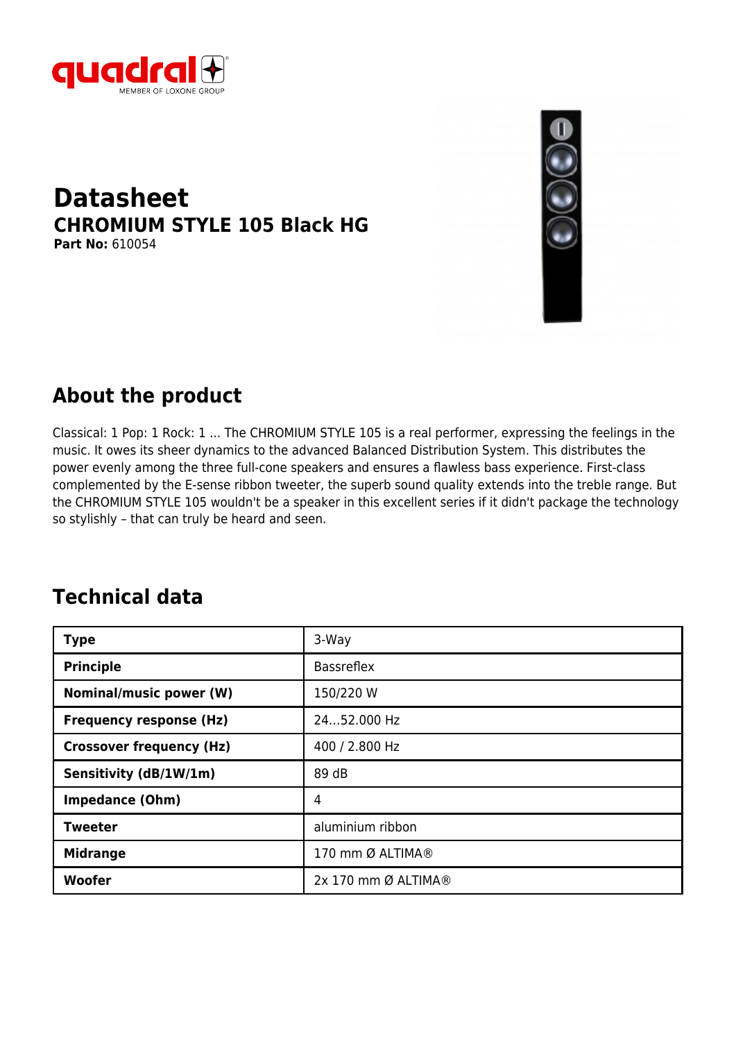quadral MEMBER OF LOXONE GROUP

# Datasheet

## CHROMIUM STYLE 105 Black HG

**Part No:** 610054

## About the product

Classical: 1 Pop: 1 Rock: 1 ... The CHROMIUM STYLE 105 is a real performer, expressing the feelings in the music. It owes its sheer dynamics to the advanced Balanced Distribution System. This distributes the power evenly among the three full-cone speakers and ensures a flawless bass experience. First-class complemented by the E-sense ribbon tweeter, the superb sound quality extends into the treble range. But the CHROMIUM STYLE 105 wouldn't be a speaker in this excellent series if it didn't package the technology so stylishly – that can truly be heard and seen.

## Technical data

| | |
|---|---|
| **Type** | 3-Way |
| **Principle** | Bassreflex |
| **Nominal/music power (W)** | 150/220 W |
| **Frequency response (Hz)** | 24...52.000 Hz |
| **Crossover frequency (Hz)** | 400 / 2.800 Hz |
| **Sensitivity (dB/1W/1m)** | 89 dB |
| **Impedance (Ohm)** | 4 |
| **Tweeter** | aluminium ribbon |
| **Midrange** | 170 mm Ø ALTIMA® |
| **Woofer** | 2x 170 mm Ø ALTIMA® |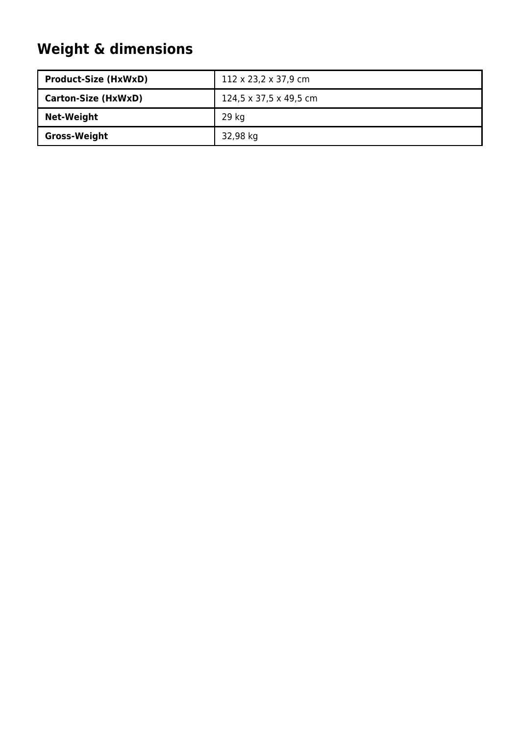## Weight & dimensions

| Product-Size (HxWxD) | 112 x 23,2 x 37,9 cm |
|---|---|
| **Carton-Size (HxWxD)** | 124,5 x 37,5 x 49,5 cm |
| **Net-Weight** | 29 kg |
| **Gross-Weight** | 32,98 kg |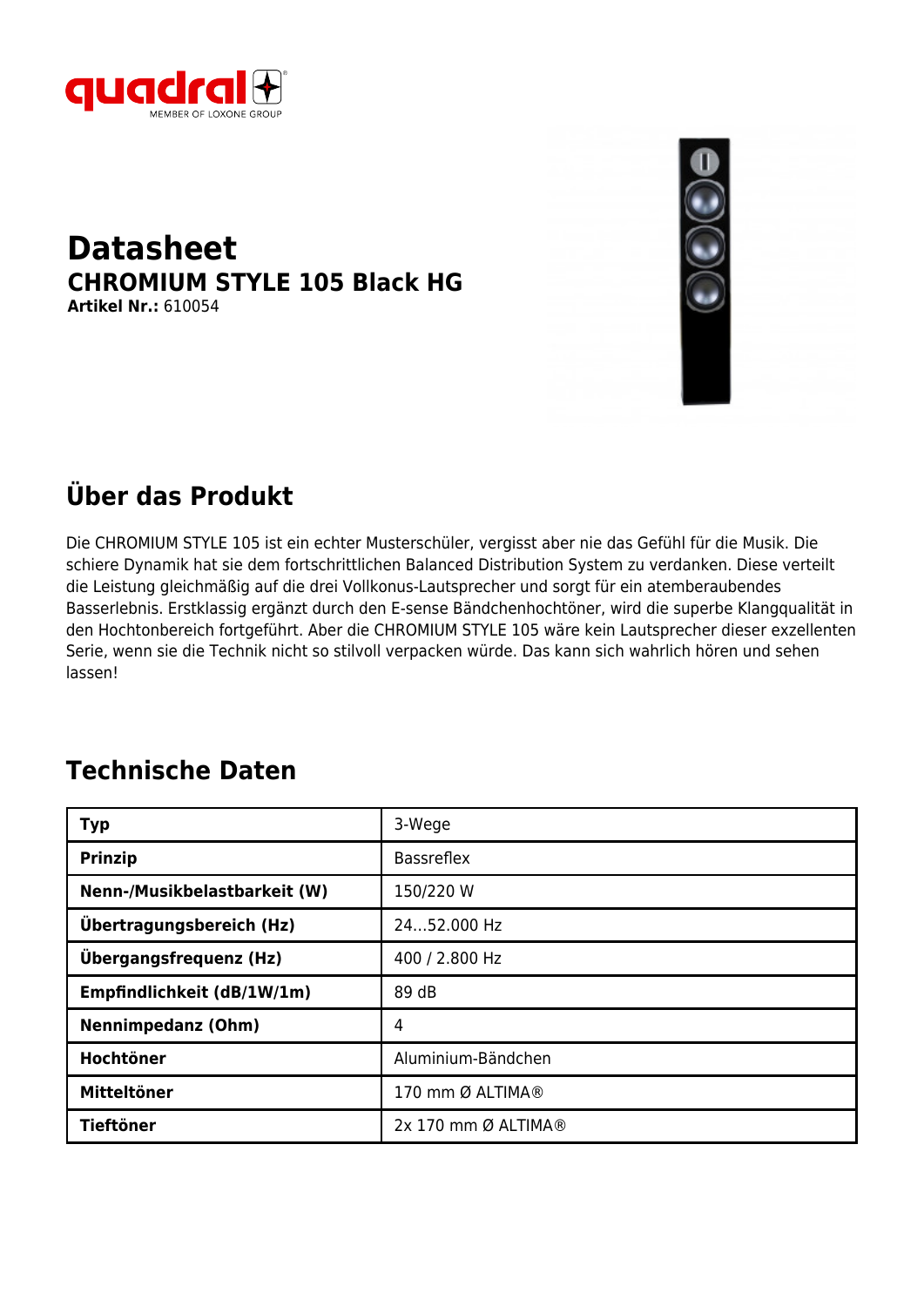quadral MEMBER OF LOXONE GROUP

# Datasheet

## CHROMIUM STYLE 105 Black HG

**Artikel Nr.:** 610054

## Über das Produkt

Die CHROMIUM STYLE 105 ist ein echter Musterschüler, vergisst aber nie das Gefühl für die Musik. Die schiere Dynamik hat sie dem fortschrittlichen Balanced Distribution System zu verdanken. Diese verteilt die Leistung gleichmäßig auf die drei Vollkonus-Lautsprecher und sorgt für ein atemberaubendes Basserlebnis. Erstklassig ergänzt durch den E-sense Bändchenhochtöner, wird die superbe Klangqualität in den Hochtonbereich fortgeführt. Aber die CHROMIUM STYLE 105 wäre kein Lautsprecher dieser exzellenten Serie, wenn sie die Technik nicht so stilvoll verpacken würde. Das kann sich wahrlich hören und sehen lassen!

## Technische Daten

| | |
|---|---|
| **Typ** | 3-Wege |
| **Prinzip** | Bassreflex |
| **Nenn-/Musikbelastbarkeit (W)** | 150/220 W |
| **Übertragungsbereich (Hz)** | 24...52.000 Hz |
| **Übergangsfrequenz (Hz)** | 400 / 2.800 Hz |
| **Empfindlichkeit (dB/1W/1m)** | 89 dB |
| **Nennimpedanz (Ohm)** | 4 |
| **Hochtöner** | Aluminium-Bändchen |
| **Mitteltöner** | 170 mm Ø ALTIMA® |
| **Tieftöner** | 2x 170 mm Ø ALTIMA® |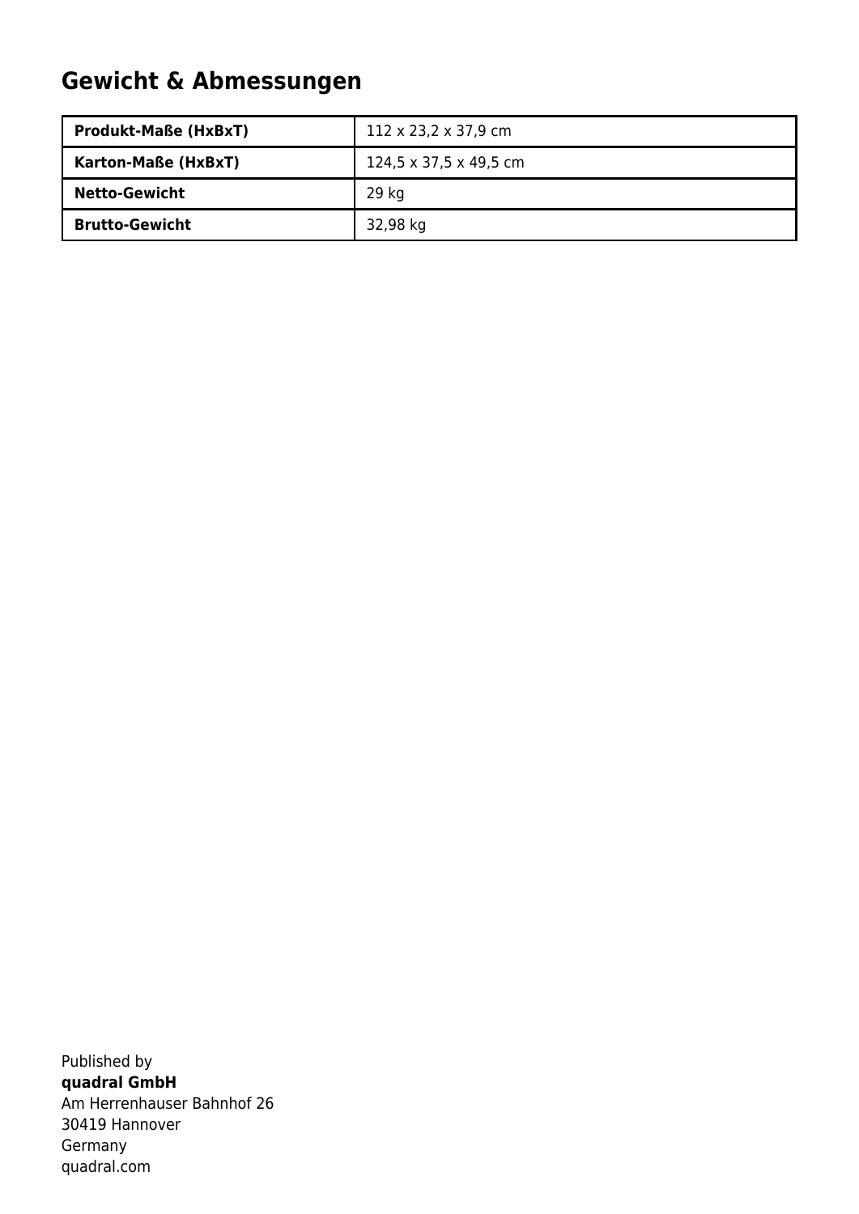## Gewicht & Abmessungen

| | |
|---|---|
| **Produkt-Maße (HxBxT)** | 112 x 23,2 x 37,9 cm |
| **Karton-Maße (HxBxT)** | 124,5 x 37,5 x 49,5 cm |
| **Netto-Gewicht** | 29 kg |
| **Brutto-Gewicht** | 32,98 kg |

Published by
**quadral GmbH**
Am Herrenhauser Bahnhof 26
30419 Hannover
Germany
quadral.com